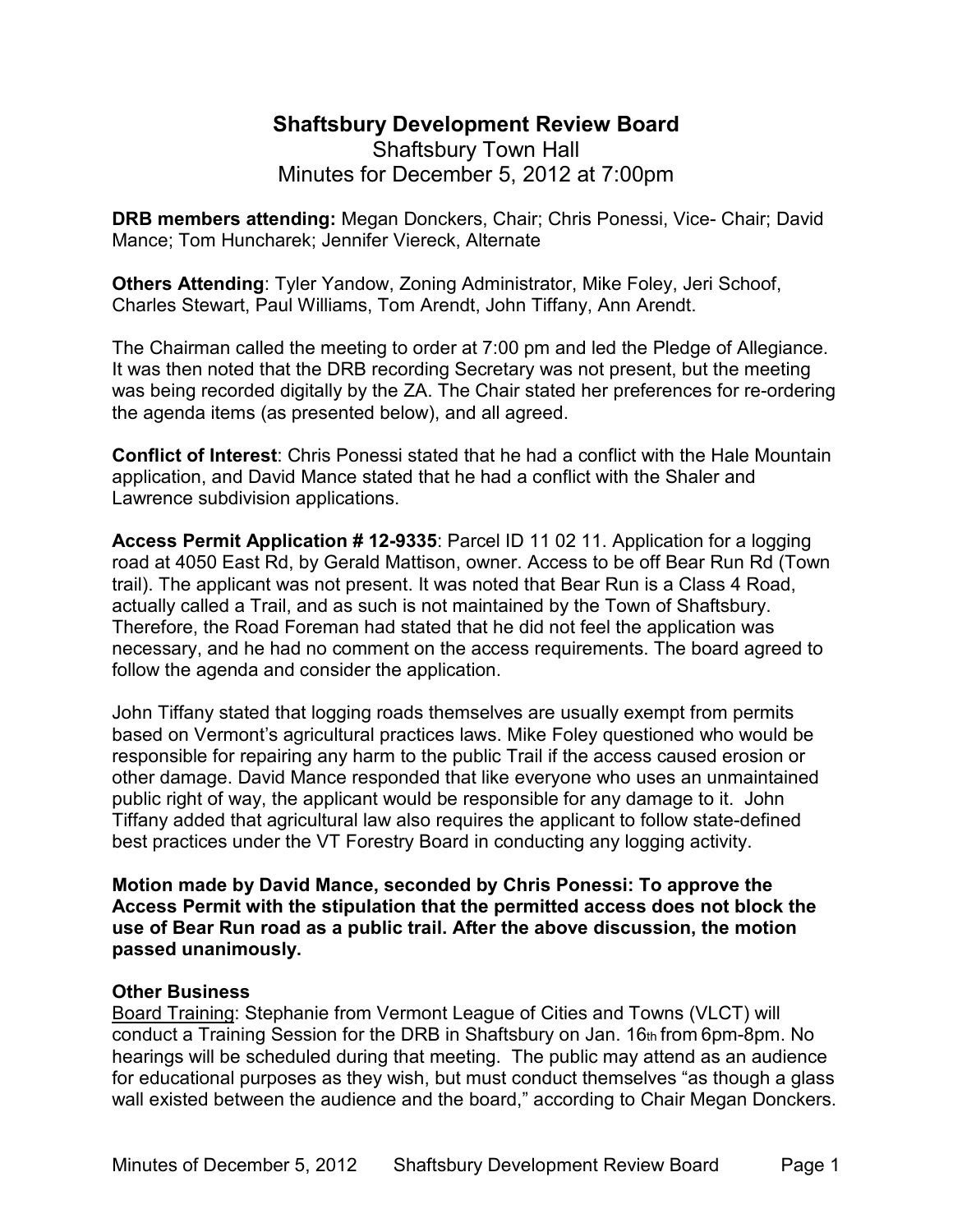# Shaftsbury Development Review Board

Shaftsbury Town Hall
Minutes for December 5, 2012 at 7:00pm

**DRB members attending:** Megan Donckers, Chair; Chris Ponessi, Vice- Chair; David Mance; Tom Huncharek; Jennifer Viereck, Alternate

**Others Attending**: Tyler Yandow, Zoning Administrator, Mike Foley, Jeri Schoof, Charles Stewart, Paul Williams, Tom Arendt, John Tiffany, Ann Arendt.

The Chairman called the meeting to order at 7:00 pm and led the Pledge of Allegiance. It was then noted that the DRB recording Secretary was not present, but the meeting was being recorded digitally by the ZA. The Chair stated her preferences for re-ordering the agenda items (as presented below), and all agreed.

**Conflict of Interest**: Chris Ponessi stated that he had a conflict with the Hale Mountain application, and David Mance stated that he had a conflict with the Shaler and Lawrence subdivision applications.

**Access Permit Application # 12-9335**: Parcel ID 11 02 11. Application for a logging road at 4050 East Rd, by Gerald Mattison, owner. Access to be off Bear Run Rd (Town trail). The applicant was not present. It was noted that Bear Run is a Class 4 Road, actually called a Trail, and as such is not maintained by the Town of Shaftsbury. Therefore, the Road Foreman had stated that he did not feel the application was necessary, and he had no comment on the access requirements. The board agreed to follow the agenda and consider the application.

John Tiffany stated that logging roads themselves are usually exempt from permits based on Vermont's agricultural practices laws. Mike Foley questioned who would be responsible for repairing any harm to the public Trail if the access caused erosion or other damage. David Mance responded that like everyone who uses an unmaintained public right of way, the applicant would be responsible for any damage to it. John Tiffany added that agricultural law also requires the applicant to follow state-defined best practices under the VT Forestry Board in conducting any logging activity.

**Motion made by David Mance, seconded by Chris Ponessi: To approve the Access Permit with the stipulation that the permitted access does not block the use of Bear Run road as a public trail. After the above discussion, the motion passed unanimously.**

**Other Business**

Board Training: Stephanie from Vermont League of Cities and Towns (VLCT) will conduct a Training Session for the DRB in Shaftsbury on Jan. 16th from 6pm-8pm. No hearings will be scheduled during that meeting. The public may attend as an audience for educational purposes as they wish, but must conduct themselves "as though a glass wall existed between the audience and the board," according to Chair Megan Donckers.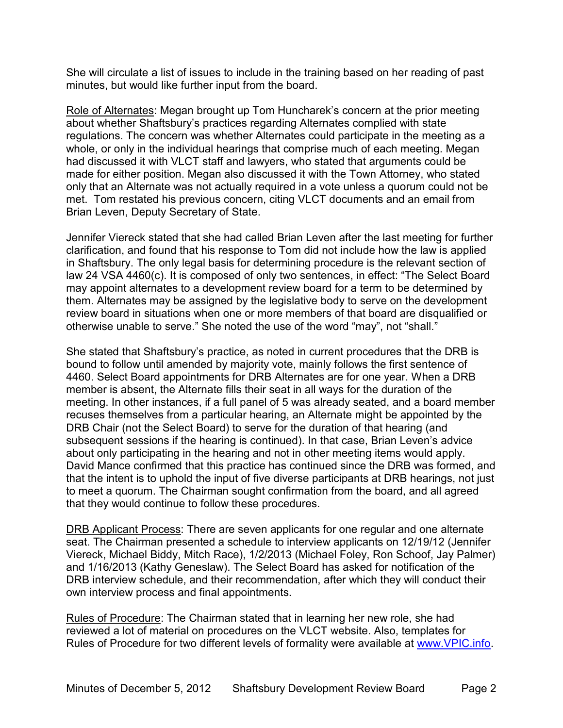She will circulate a list of issues to include in the training based on her reading of past minutes, but would like further input from the board.

Role of Alternates: Megan brought up Tom Huncharek's concern at the prior meeting about whether Shaftsbury's practices regarding Alternates complied with state regulations. The concern was whether Alternates could participate in the meeting as a whole, or only in the individual hearings that comprise much of each meeting. Megan had discussed it with VLCT staff and lawyers, who stated that arguments could be made for either position. Megan also discussed it with the Town Attorney, who stated only that an Alternate was not actually required in a vote unless a quorum could not be met. Tom restated his previous concern, citing VLCT documents and an email from Brian Leven, Deputy Secretary of State.

Jennifer Viereck stated that she had called Brian Leven after the last meeting for further clarification, and found that his response to Tom did not include how the law is applied in Shaftsbury. The only legal basis for determining procedure is the relevant section of law 24 VSA 4460(c). It is composed of only two sentences, in effect: "The Select Board may appoint alternates to a development review board for a term to be determined by them. Alternates may be assigned by the legislative body to serve on the development review board in situations when one or more members of that board are disqualified or otherwise unable to serve." She noted the use of the word "may", not "shall."

She stated that Shaftsbury's practice, as noted in current procedures that the DRB is bound to follow until amended by majority vote, mainly follows the first sentence of 4460. Select Board appointments for DRB Alternates are for one year. When a DRB member is absent, the Alternate fills their seat in all ways for the duration of the meeting. In other instances, if a full panel of 5 was already seated, and a board member recuses themselves from a particular hearing, an Alternate might be appointed by the DRB Chair (not the Select Board) to serve for the duration of that hearing (and subsequent sessions if the hearing is continued). In that case, Brian Leven's advice about only participating in the hearing and not in other meeting items would apply. David Mance confirmed that this practice has continued since the DRB was formed, and that the intent is to uphold the input of five diverse participants at DRB hearings, not just to meet a quorum. The Chairman sought confirmation from the board, and all agreed that they would continue to follow these procedures.

DRB Applicant Process: There are seven applicants for one regular and one alternate seat. The Chairman presented a schedule to interview applicants on 12/19/12 (Jennifer Viereck, Michael Biddy, Mitch Race), 1/2/2013 (Michael Foley, Ron Schoof, Jay Palmer) and 1/16/2013 (Kathy Geneslaw). The Select Board has asked for notification of the DRB interview schedule, and their recommendation, after which they will conduct their own interview process and final appointments.

Rules of Procedure: The Chairman stated that in learning her new role, she had reviewed a lot of material on procedures on the VLCT website. Also, templates for Rules of Procedure for two different levels of formality were available at www.VPIC.info.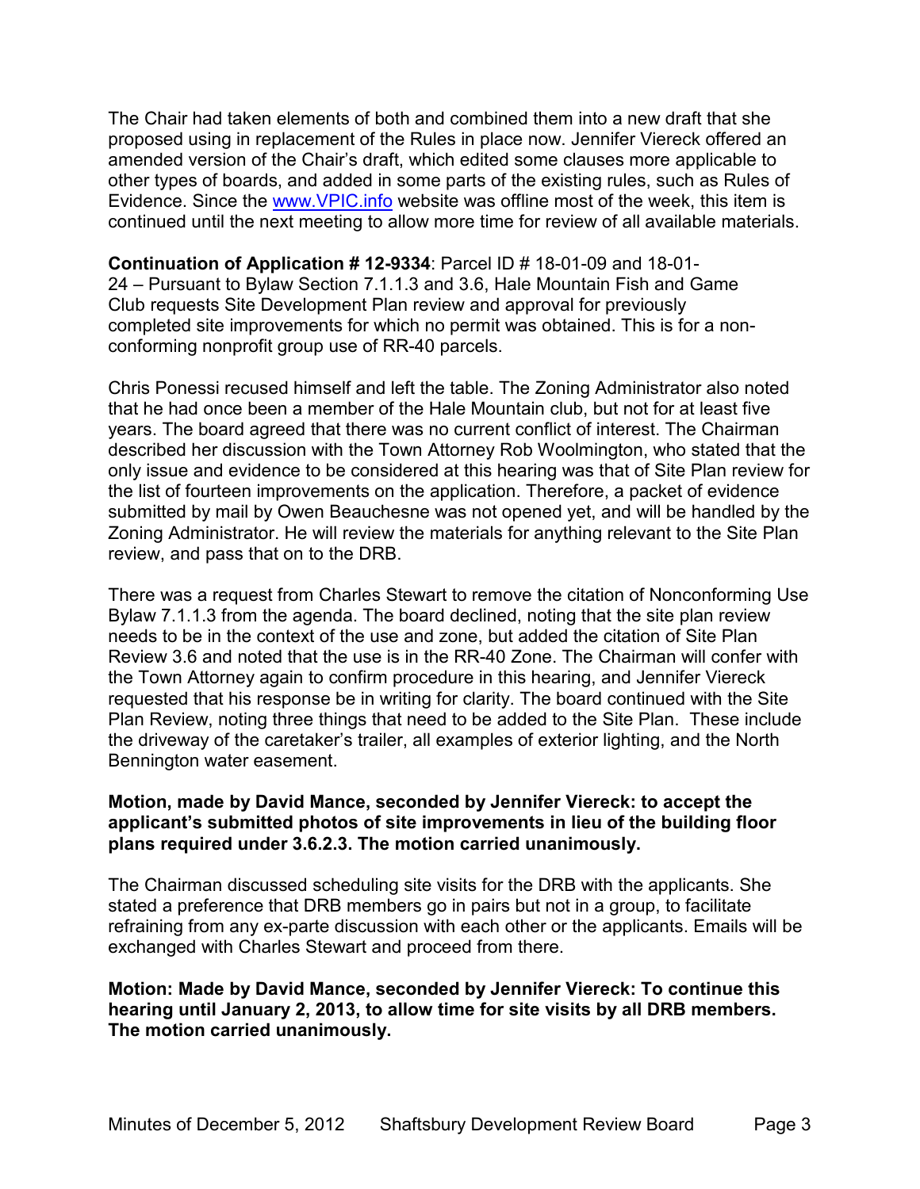The Chair had taken elements of both and combined them into a new draft that she proposed using in replacement of the Rules in place now. Jennifer Viereck offered an amended version of the Chair's draft, which edited some clauses more applicable to other types of boards, and added in some parts of the existing rules, such as Rules of Evidence. Since the www.VPIC.info website was offline most of the week, this item is continued until the next meeting to allow more time for review of all available materials.

**Continuation of Application # 12-9334**: Parcel ID # 18-01-09 and 18-01-24 – Pursuant to Bylaw Section 7.1.1.3 and 3.6, Hale Mountain Fish and Game Club requests Site Development Plan review and approval for previously completed site improvements for which no permit was obtained. This is for a non-conforming nonprofit group use of RR-40 parcels.

Chris Ponessi recused himself and left the table. The Zoning Administrator also noted that he had once been a member of the Hale Mountain club, but not for at least five years. The board agreed that there was no current conflict of interest. The Chairman described her discussion with the Town Attorney Rob Woolmington, who stated that the only issue and evidence to be considered at this hearing was that of Site Plan review for the list of fourteen improvements on the application. Therefore, a packet of evidence submitted by mail by Owen Beauchesne was not opened yet, and will be handled by the Zoning Administrator. He will review the materials for anything relevant to the Site Plan review, and pass that on to the DRB.

There was a request from Charles Stewart to remove the citation of Nonconforming Use Bylaw 7.1.1.3 from the agenda. The board declined, noting that the site plan review needs to be in the context of the use and zone, but added the citation of Site Plan Review 3.6 and noted that the use is in the RR-40 Zone. The Chairman will confer with the Town Attorney again to confirm procedure in this hearing, and Jennifer Viereck requested that his response be in writing for clarity. The board continued with the Site Plan Review, noting three things that need to be added to the Site Plan. These include the driveway of the caretaker's trailer, all examples of exterior lighting, and the North Bennington water easement.

**Motion, made by David Mance, seconded by Jennifer Viereck: to accept the applicant's submitted photos of site improvements in lieu of the building floor plans required under 3.6.2.3. The motion carried unanimously.**

The Chairman discussed scheduling site visits for the DRB with the applicants. She stated a preference that DRB members go in pairs but not in a group, to facilitate refraining from any ex-parte discussion with each other or the applicants. Emails will be exchanged with Charles Stewart and proceed from there.

**Motion: Made by David Mance, seconded by Jennifer Viereck: To continue this hearing until January 2, 2013, to allow time for site visits by all DRB members. The motion carried unanimously.**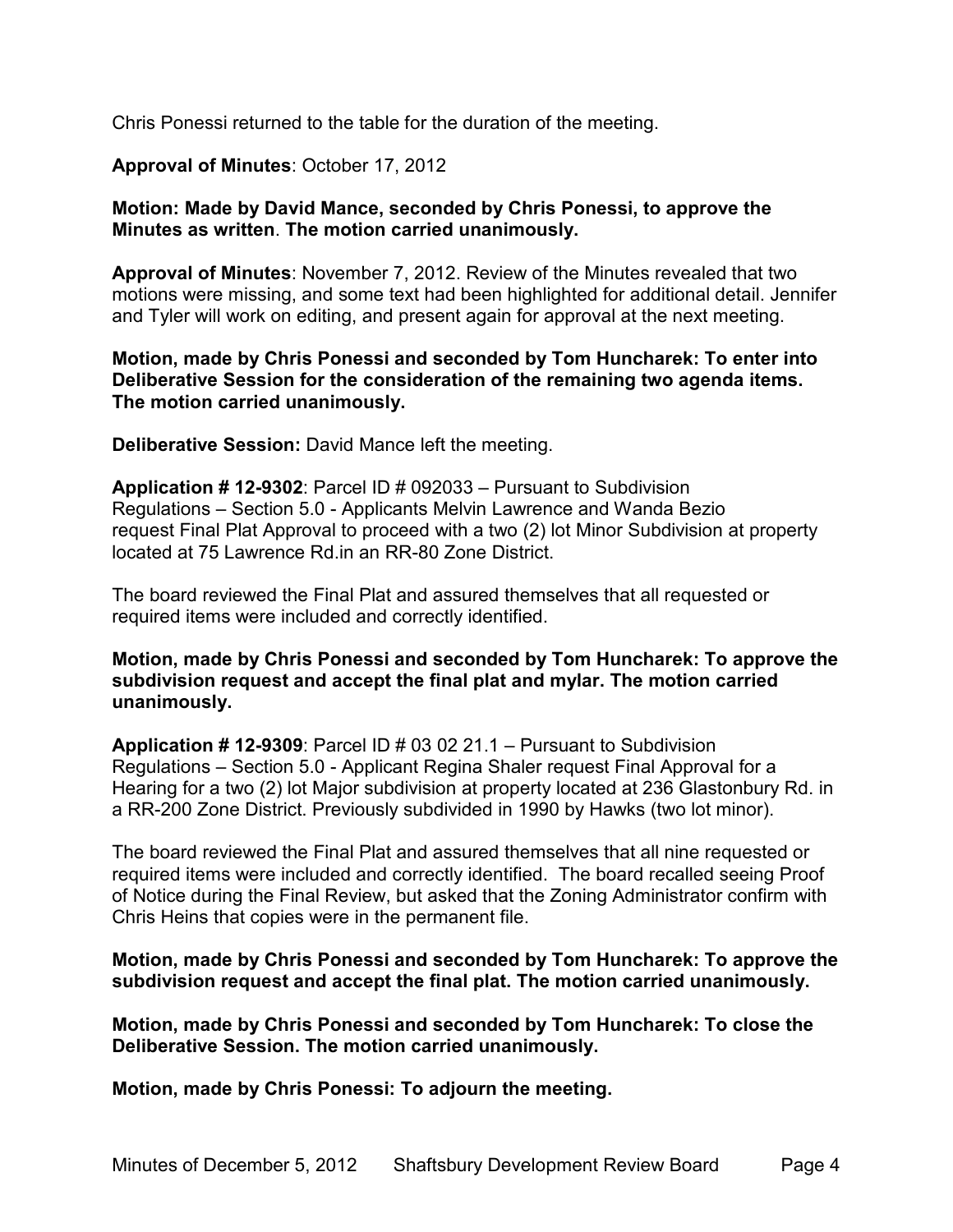Chris Ponessi returned to the table for the duration of the meeting.

**Approval of Minutes**: October 17, 2012

**Motion: Made by David Mance, seconded by Chris Ponessi, to approve the Minutes as written**. **The motion carried unanimously.**

**Approval of Minutes**: November 7, 2012. Review of the Minutes revealed that two motions were missing, and some text had been highlighted for additional detail. Jennifer and Tyler will work on editing, and present again for approval at the next meeting.

**Motion, made by Chris Ponessi and seconded by Tom Huncharek: To enter into Deliberative Session for the consideration of the remaining two agenda items. The motion carried unanimously.**

**Deliberative Session:** David Mance left the meeting.

**Application # 12-9302**: Parcel ID # 092033 – Pursuant to Subdivision Regulations – Section 5.0 - Applicants Melvin Lawrence and Wanda Bezio request Final Plat Approval to proceed with a two (2) lot Minor Subdivision at property located at 75 Lawrence Rd.in an RR-80 Zone District.

The board reviewed the Final Plat and assured themselves that all requested or required items were included and correctly identified.

**Motion, made by Chris Ponessi and seconded by Tom Huncharek: To approve the subdivision request and accept the final plat and mylar. The motion carried unanimously.**

**Application # 12-9309**: Parcel ID # 03 02 21.1 – Pursuant to Subdivision Regulations – Section 5.0 - Applicant Regina Shaler request Final Approval for a Hearing for a two (2) lot Major subdivision at property located at 236 Glastonbury Rd. in a RR-200 Zone District. Previously subdivided in 1990 by Hawks (two lot minor).

The board reviewed the Final Plat and assured themselves that all nine requested or required items were included and correctly identified. The board recalled seeing Proof of Notice during the Final Review, but asked that the Zoning Administrator confirm with Chris Heins that copies were in the permanent file.

**Motion, made by Chris Ponessi and seconded by Tom Huncharek: To approve the subdivision request and accept the final plat. The motion carried unanimously.**

**Motion, made by Chris Ponessi and seconded by Tom Huncharek: To close the Deliberative Session. The motion carried unanimously.**

**Motion, made by Chris Ponessi: To adjourn the meeting.**